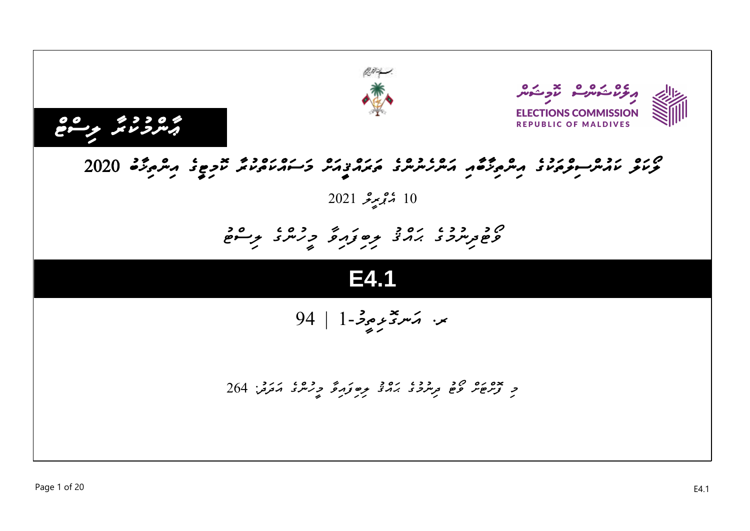بسم الله الرحمن الرحيم

އިލެކްޝަންސް ކޮމިޝަން

ELECTIONS COMMISSION
REPUBLIC OF MALDIVES

**އާންމުކުރާ ލިސްޓު**

# ލޯކަލް ކައުންސިލްތަކުގެ އިންތިޚާބާއި އަންހެނުންގެ ތަރައްޤީއަށް މަސައްކަތްކުރާ ކޮމިޓީގެ އިންތިޚާބު 2020

10 އެޕްރީލް 2021

## ވޯޓުދިނުމުގެ ހައްޤު លިބިފައިވާ މީހުންގެ ލިސްޓު

# E4.1

## ރ. އަނގޮޅިތީމު-1 | 94

މި ފޮށްޓަށް ވޯޓު ދިނުމުގެ ހައްޤު ލިބިފައިވާ މީހުންގެ އަދަދު: 264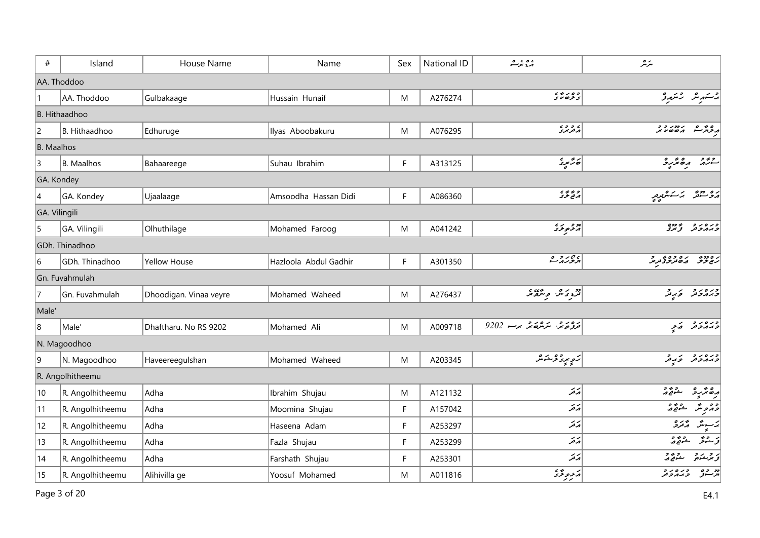| # | Island | House Name | Name | Sex | National ID | ގެއެގެ ނަން | ނަން |
|---|---|---|---|---|---|---|---|
| AA. Thoddoo | | | | | | | |
| 1 | AA. Thoddoo | Gulbakaage | Hussain Hunaif | M | A276274 | ގުލްބަކާގެ | ހުސައިން ހުނައިފް |
| B. Hithaadhoo | | | | | | | |
| 2 | B. Hithaadhoo | Edhuruge | Ilyas Aboobakuru | M | A076295 | އެދުރުގެ | އިލްޔާސް އަބޫބަކުރު |
| B. Maalhos | | | | | | | |
| 3 | B. Maalhos | Bahaareege | Suhau Ibrahim | F | A313125 | ބަހާރީގެ | ސުހާއު އިބްރާހިމް |
| GA. Kondey | | | | | | | |
| 4 | GA. Kondey | Ujaalaage | Amsoodha Hassan Didi | F | A086360 | އުޖާލާގެ | އަމްސޫދާ ހަސަންދީދީ |
| GA. Vilingili | | | | | | | |
| 5 | GA. Vilingili | Olhuthilage | Mohamed Faroog | M | A041242 | އޮޅުތިލަގެ | މުހައްމަދު ފާރޫގު |
| GDh. Thinadhoo | | | | | | | |
| 6 | GDh. Thinadhoo | Yellow House | Hazloola Abdul Gadhir | F | A301350 | ޔެލޯހައުސް | ހަޒްލޫލާ އަބްދުލްގާދިރު |
| Gn. Fuvahmulah | | | | | | | |
| 7 | Gn. Fuvahmulah | Dhoodigan. Vinaa veyre | Mohamed Waheed | M | A276437 | ދޫދިގަން. ވިނާވޭރެ | މުހައްމަދު ވަހީދު |
| Male' | | | | | | | |
| 8 | Male' | Dhaftharu. No RS 9202 | Mohamed Ali | M | A009718 | ދަފްތަރު. ނަންބަރު ރސ 9202 | މުހައްމަދު ޢަލީ |
| N. Magoodhoo | | | | | | | |
| 9 | N. Magoodhoo | Haveereegulshan | Mohamed Waheed | M | A203345 | ހަވީރީގުލްޝަން | މުހައްމަދު ވަހީދު |
| R. Angolhitheemu | | | | | | | |
| 10 | R. Angolhitheemu | Adha | Ibrahim Shujau | M | A121132 | އަދަ | އިބްރާހިމް ޝުޖާޢު |
| 11 | R. Angolhitheemu | Adha | Moomina Shujau | F | A157042 | އަދަ | މޫމިނާ ޝުޖާޢު |
| 12 | R. Angolhitheemu | Adha | Haseena Adam | F | A253297 | އަދަ | ހަސީނާ އާދަމް |
| 13 | R. Angolhitheemu | Adha | Fazla Shujau | F | A253299 | އަދަ | ފަޟްލާ ޝުޖާޢު |
| 14 | R. Angolhitheemu | Adha | Farshath Shujau | F | A253301 | އަދަ | ފަރްޝަތު ޝުޖާޢު |
| 15 | R. Angolhitheemu | Alihivilla ge | Yoosuf Mohamed | M | A011816 | އަލިހިވިލާގެ | ޔޫސުފް މުހައްމަދު |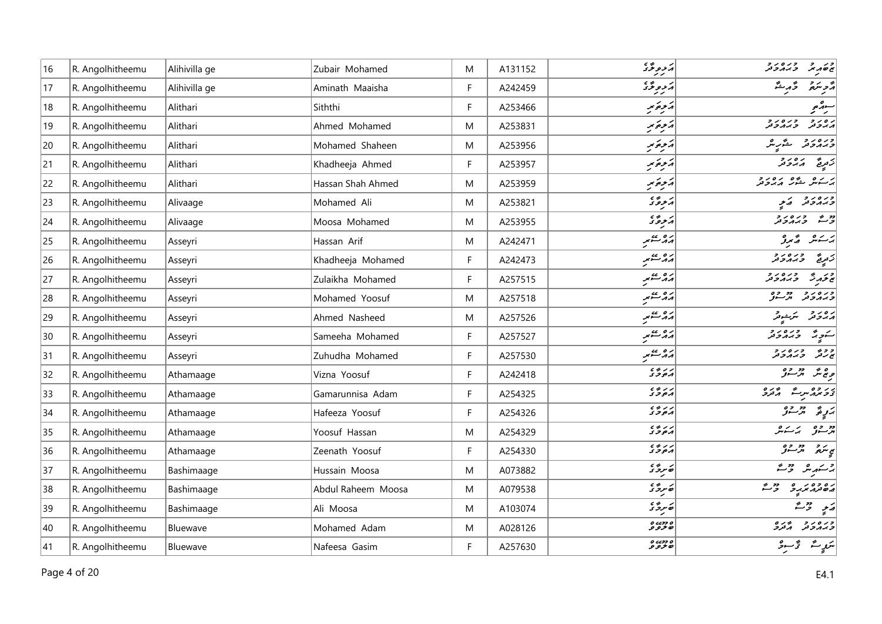| 16 | R. Angolhitheemu | Alihivilla ge | Zubair Mohamed | M | A131152 | އަލިހިވިލާގެ | ޒުބައިރު މުހައްމަދު |
|---|---|---|---|---|---|---|---|
| 17 | R. Angolhitheemu | Alihivilla ge | Aminath Maaisha | F | A242459 | އަލިހިވިލާގެ | އާމިނަތު މާއިޝާ |
| 18 | R. Angolhitheemu | Alithari | Siththi | F | A253466 | އަލިތަރި | ސިއްތި |
| 19 | R. Angolhitheemu | Alithari | Ahmed Mohamed | M | A253831 | އަލިތަރި | އަޙްމަދު މުހައްމަދު |
| 20 | R. Angolhitheemu | Alithari | Mohamed Shaheen | M | A253956 | އަލިތަރި | މުހައްމަދު ޝާހީން |
| 21 | R. Angolhitheemu | Alithari | Khadheeja Ahmed | F | A253957 | އަލިތަރި | ޚަދީޖާ އަޙްމަދު |
| 22 | R. Angolhitheemu | Alithari | Hassan Shah Ahmed | M | A253959 | އަލިތަރި | ހަސަން ޝާހް އަޙްމަދު |
| 23 | R. Angolhitheemu | Alivaage | Mohamed Ali | M | A253821 | އަލިވާގެ | މުހައްމަދު ޢަލީ |
| 24 | R. Angolhitheemu | Alivaage | Moosa Mohamed | M | A253955 | އަލިވާގެ | މޫސާ މުހައްމަދު |
| 25 | R. Angolhitheemu | Asseyri | Hassan Arif | M | A242471 | އައްސޭރި | ހަސަން އާރިފު |
| 26 | R. Angolhitheemu | Asseyri | Khadheeja Mohamed | F | A242473 | އައްސޭރި | ޚަދީޖާ މުހައްމަދު |
| 27 | R. Angolhitheemu | Asseyri | Zulaikha Mohamed | F | A257515 | އައްސޭރި | ޒުލައިޚާ މުހައްމަދު |
| 28 | R. Angolhitheemu | Asseyri | Mohamed Yoosuf | M | A257518 | އައްސޭރި | މުހައްމަދު ޔޫސުފު |
| 29 | R. Angolhitheemu | Asseyri | Ahmed Nasheed | M | A257526 | އައްސޭރި | އަޙްމަދު ނަޝީދު |
| 30 | R. Angolhitheemu | Asseyri | Sameeha Mohamed | F | A257527 | އައްސޭރި | ސަމީހާ މުހައްމަދު |
| 31 | R. Angolhitheemu | Asseyri | Zuhudha Mohamed | F | A257530 | އައްސޭރި | ޒުހުދާ މުހައްމަދު |
| 32 | R. Angolhitheemu | Athamaage | Vizna Yoosuf | F | A242418 | އަތަމާގެ | ވިޒްނާ ޔޫސުފު |
| 33 | R. Angolhitheemu | Athamaage | Gamarunnisa Adam | F | A254325 | އަތަމާގެ | ޤަމަރުންނިސާ އާދަމް |
| 34 | R. Angolhitheemu | Athamaage | Hafeeza Yoosuf | F | A254326 | އަތަމާގެ | ހަފީޒާ ޔޫސުފު |
| 35 | R. Angolhitheemu | Athamaage | Yoosuf Hassan | M | A254329 | އަތަމާގެ | ޔޫސުފު ހަސަން |
| 36 | R. Angolhitheemu | Athamaage | Zeenath Yoosuf | F | A254330 | އަތަމާގެ | ޒީނަތު ޔޫސުފު |
| 37 | R. Angolhitheemu | Bashimaage | Hussain Moosa | M | A073882 | ބަށިމާގެ | ހުސައިން މޫސާ |
| 38 | R. Angolhitheemu | Bashimaage | Abdul Raheem Moosa | M | A079538 | ބަށިމާގެ | އަބްދުއްރަޙީމް މޫސާ |
| 39 | R. Angolhitheemu | Bashimaage | Ali Moosa | M | A103074 | ބަށިމާގެ | ޢަލީ މޫސާ |
| 40 | R. Angolhitheemu | Bluewave | Mohamed Adam | M | A028126 | ބްލޫވޭވް | މުހައްމަދު އާދަމް |
| 41 | R. Angolhitheemu | Bluewave | Nafeesa Gasim | F | A257630 | ބްލޫވޭވް | ނަފީސާ ޤާސިމް |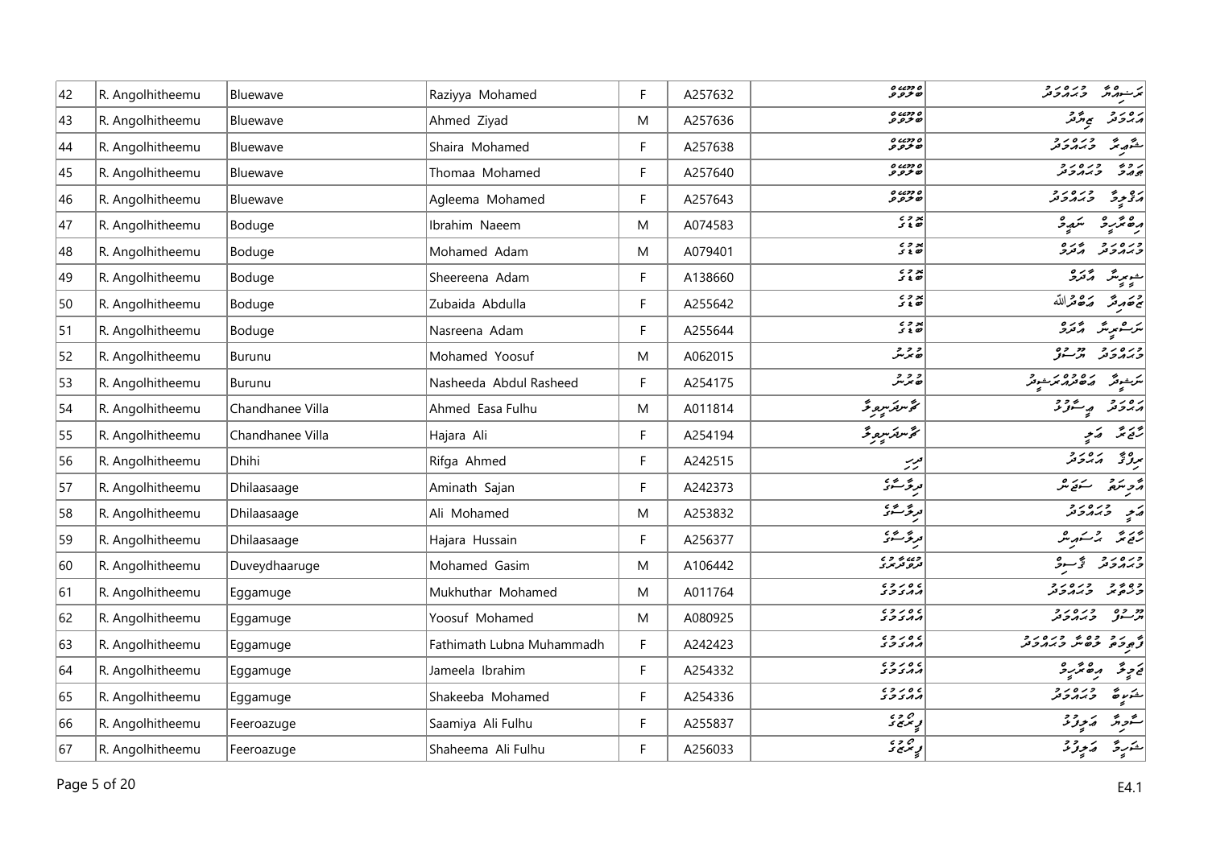| 42 | R. Angolhitheemu | Bluewave | Raziyya Mohamed | F | A257632 | ބުލޫވޭވް | ރަޒިއްޔާ މުހައްމަދު |
|---|---|---|---|---|---|---|---|
| 43 | R. Angolhitheemu | Bluewave | Ahmed Ziyad | M | A257636 | ބުލޫވޭވް | އަހުމަދު ޒިޔާދު |
| 44 | R. Angolhitheemu | Bluewave | Shaira Mohamed | F | A257638 | ބުލޫވޭވް | ޝާއިރާ މުހައްމަދު |
| 45 | R. Angolhitheemu | Bluewave | Thomaa Mohamed | F | A257640 | ބުލޫވޭވް | ތޯމާ މުހައްމަދު |
| 46 | R. Angolhitheemu | Bluewave | Agleema Mohamed | F | A257643 | ބުލޫވޭވް | އަގްލީމާ މުހައްމަދު |
| 47 | R. Angolhitheemu | Boduge | Ibrahim Naeem | M | A074583 | ބޮޑުގެ | އިބްރާހީމް ނަޢީމް |
| 48 | R. Angolhitheemu | Boduge | Mohamed Adam | M | A079401 | ބޮޑުގެ | މުހައްމަދު އާދަމް |
| 49 | R. Angolhitheemu | Boduge | Sheereena Adam | F | A138660 | ބޮޑުގެ | ޝީރީނާ އާދަމް |
| 50 | R. Angolhitheemu | Boduge | Zubaida Abdulla | F | A255642 | ބޮޑުގެ | ޒުބައިދާ އަބްދުﷲ |
| 51 | R. Angolhitheemu | Boduge | Nasreena Adam | F | A255644 | ބޮޑުގެ | ނަސްރީނާ އާދަމް |
| 52 | R. Angolhitheemu | Burunu | Mohamed Yoosuf | M | A062015 | ބުރުނު | މުހައްމަދު ޔޫސުފް |
| 53 | R. Angolhitheemu | Burunu | Nasheeda Abdul Rasheed | F | A254175 | ބުރުނު | ނަޝީދާ އަބްދުއްރަޝީދު |
| 54 | R. Angolhitheemu | Chandhanee Villa | Ahmed Easa Fulhu | M | A011814 | ޗަންދަނީވިލާ | އަހުމަދު ޢީސާފުޅު |
| 55 | R. Angolhitheemu | Chandhanee Villa | Hajara Ali | F | A254194 | ޗަންދަނީވިލާ | ހާޖަރާ ޢަލީ |
| 56 | R. Angolhitheemu | Dhihi | Rifga Ahmed | F | A242515 | ދިހި | ރިފްގާ އަހުމަދު |
| 57 | R. Angolhitheemu | Dhilaasaage | Aminath Sajan | F | A242373 | ދިލާސާގެ | އާމިނަތު ސަޖަން |
| 58 | R. Angolhitheemu | Dhilaasaage | Ali Mohamed | M | A253832 | ދިލާސާގެ | ޢަލީ މުހައްމަދު |
| 59 | R. Angolhitheemu | Dhilaasaage | Hajara Hussain | F | A256377 | ދިލާސާގެ | ހާޖަރާ ހުސައިން |
| 60 | R. Angolhitheemu | Duveydhaaruge | Mohamed Gasim | M | A106442 | ދުވޭދާރުގެ | މުހައްމަދު ޤާސިމް |
| 61 | R. Angolhitheemu | Eggamuge | Mukhuthar Mohamed | M | A011764 | އެއްގަމުގެ | މުޚުތާރު މުހައްމަދު |
| 62 | R. Angolhitheemu | Eggamuge | Yoosuf Mohamed | M | A080925 | އެއްގަމުގެ | ޔޫސުފް މުހައްމަދު |
| 63 | R. Angolhitheemu | Eggamuge | Fathimath Lubna Muhammadh | F | A242423 | އެއްގަމުގެ | ފާތިމަތު ލުބްނާ މުހައްމަދު |
| 64 | R. Angolhitheemu | Eggamuge | Jameela Ibrahim | F | A254332 | އެއްގަމުގެ | ޖަމީލާ އިބްރާހީމް |
| 65 | R. Angolhitheemu | Eggamuge | Shakeeba Mohamed | F | A254336 | އެއްގަމުގެ | ޝަކީބާ މުހައްމަދު |
| 66 | R. Angolhitheemu | Feeroazuge | Saamiya Ali Fulhu | F | A255837 | ފީރޯޒުގެ | ސާމިޔާ ޢަލީފުޅު |
| 67 | R. Angolhitheemu | Feeroazuge | Shaheema Ali Fulhu | F | A256033 | ފީރޯޒުގެ | ޝަހީމާ ޢަލީފުޅު |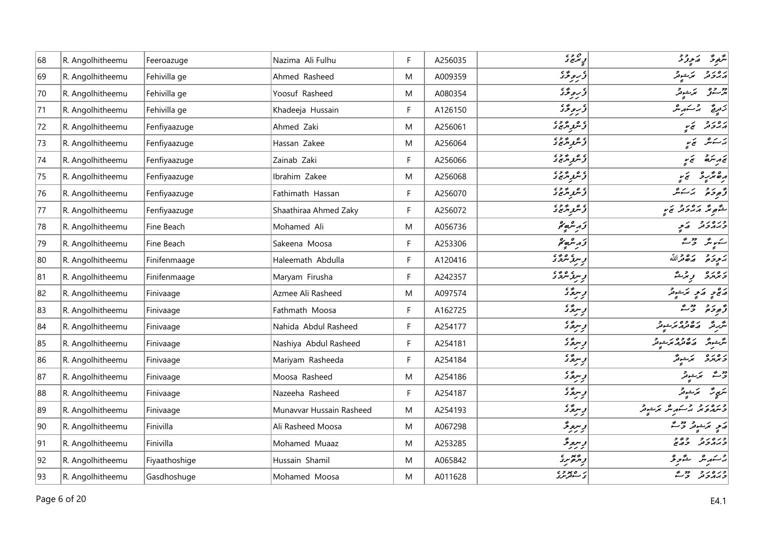| 68 | R. Angolhitheemu | Feeroazuge | Nazima Ali Fulhu | F | A256035 | ݫީރޯޒުގެ | ނާޒިމާ ޢަލީފުޅު |
|---|---|---|---|---|---|---|---|
| 69 | R. Angolhitheemu | Fehivilla ge | Ahmed Rasheed | M | A009359 | ފެހިވިލާގެ | އަހްމަދު ރަޝީދު |
| 70 | R. Angolhitheemu | Fehivilla ge | Yoosuf Rasheed | M | A080354 | ފެހިވިލާގެ | ޔޫސުފް ރަޝީދު |
| 71 | R. Angolhitheemu | Fehivilla ge | Khadeeja Hussain | F | A126150 | ފެހިވިލާގެ | ޚަދީޖާ ޙުސައިން |
| 72 | R. Angolhitheemu | Fenfiyaazuge | Ahmed Zaki | M | A256061 | ފެންފިޔާޒުގެ | އަޙްމަދު ޒަކީ |
| 73 | R. Angolhitheemu | Fenfiyaazuge | Hassan Zakee | M | A256064 | ފެންފިޔާޒުގެ | ޙަސަން ޒަކީ |
| 74 | R. Angolhitheemu | Fenfiyaazuge | Zainab Zaki | F | A256066 | ފެންފިޔާޒުގެ | ޒައިނަބު ޒަކީ |
| 75 | R. Angolhitheemu | Fenfiyaazuge | Ibrahim Zakee | M | A256068 | ފެންފިޔާޒުގެ | އިބްރާހީމް ޒަކީ |
| 76 | R. Angolhitheemu | Fenfiyaazuge | Fathimath Hassan | F | A256070 | ފެންފިޔާޒުގެ | ފާތިމަތު ޙަސަން |
| 77 | R. Angolhitheemu | Fenfiyaazuge | Shaathiraa Ahmed Zaky | F | A256072 | ފެންފިޔާޒުގެ | ޝާތިރާ އަޙްމަދު ޒަކީ |
| 78 | R. Angolhitheemu | Fine Beach | Mohamed Ali | M | A056736 | ފައިންބީޗް | މުޙައްމަދު ޢަލީ |
| 79 | R. Angolhitheemu | Fine Beach | Sakeena Moosa | F | A253306 | ފައިންބީޗް | ސަކީނާ މޫސާ |
| 80 | R. Angolhitheemu | Finifenmaage | Haleemath Abdulla | F | A120416 | ފިނިފެންމާގެ | ހަލީމަތު ޢަބްދުﷲ |
| 81 | R. Angolhitheemu | Finifenmaage | Maryam Firusha | F | A242357 | ފިނިފެންމާގެ | މަރްޔަމް ފިރުޝާ |
| 82 | R. Angolhitheemu | Finivaage | Azmee Ali Rasheed | M | A097574 | ފިނިވާގެ | އަޒްމީ ޢަލީ ރަޝީދު |
| 83 | R. Angolhitheemu | Finivaage | Fathmath Moosa | F | A162725 | ފިނިވާގެ | ފާތުމަތު މޫސާ |
| 84 | R. Angolhitheemu | Finivaage | Nahida Abdul Rasheed | F | A254177 | ފިނިވާގެ | ނާހިދާ ޢަބްދުލްރަޝީދު |
| 85 | R. Angolhitheemu | Finivaage | Nashiya Abdul Rasheed | F | A254181 | ފިނިވާގެ | ނާޝިޔާ ޢަބްދުލްރަޝީދު |
| 86 | R. Angolhitheemu | Finivaage | Mariyam Rasheeda | F | A254184 | ފިނިވާގެ | މަރިޔަމް ރަޝީދާ |
| 87 | R. Angolhitheemu | Finivaage | Moosa Rasheed | M | A254186 | ފިނިވާގެ | މޫސާ ރަޝީދު |
| 88 | R. Angolhitheemu | Finivaage | Nazeeha Rasheed | F | A254187 | ފިނިވާގެ | ނަޒީހާ ރަޝީދު |
| 89 | R. Angolhitheemu | Finivaage | Munavvar Hussain Rasheed | M | A254193 | ފިނިވާގެ | މުނައްވަރު ޙުސައިން ރަޝީދު |
| 90 | R. Angolhitheemu | Finivilla | Ali Rasheed Moosa | M | A067298 | ފިނިވިލާ | ޢަލީ ރަޝީދު މޫސާ |
| 91 | R. Angolhitheemu | Finivilla | Mohamed Muaaz | M | A253285 | ފިނިވިލާ | މުޙައްމަދު މުޢާޒު |
| 92 | R. Angolhitheemu | Fiyaathoshige | Hussain Shamil | M | A065842 | ފިޔާތޮށިގެ | ޙުސައިން ޝާމިލް |
| 93 | R. Angolhitheemu | Gasdhoshuge | Mohamed Moosa | M | A011628 | ގަސްދޮށުގެ | މުޙައްމަދު މޫސާ |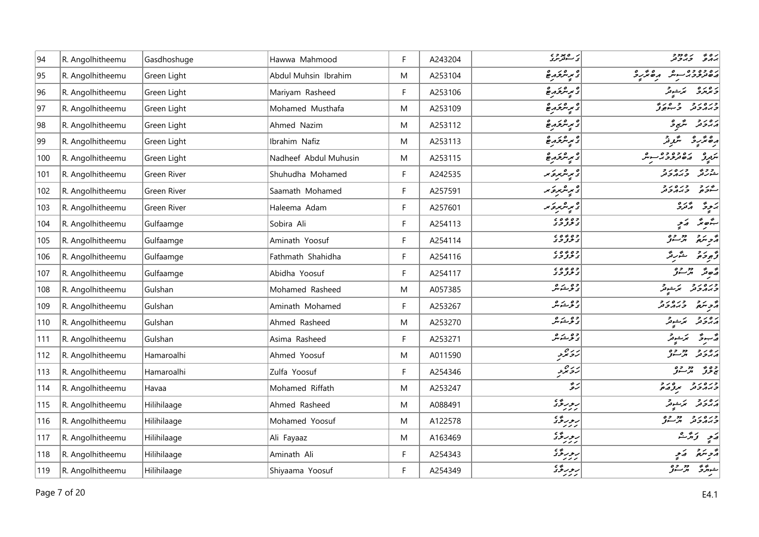| 94 | R. Angolhitheemu | Gasdhoshuge | Hawwa Mahmood | F | A243204 | ގަސްދޮށުގެ | ހައްވާ މަޙްމޫދު |
|---|---|---|---|---|---|---|---|
| 95 | R. Angolhitheemu | Green Light | Abdul Muhsin Ibrahim | M | A253104 | ގްރީންލައިޓް | އަބްދުލްމުޙްސިން އިބްރާހީމް |
| 96 | R. Angolhitheemu | Green Light | Mariyam Rasheed | F | A253106 | ގްރީންލައިޓް | މަރިޔަމް ރަޝީދު |
| 97 | R. Angolhitheemu | Green Light | Mohamed Musthafa | M | A253109 | ގްރީންލައިޓް | މުޙައްމަދު މުސްތަފާ |
| 98 | R. Angolhitheemu | Green Light | Ahmed Nazim | M | A253112 | ގްރީންލައިޓް | އަޙްމަދު ނާޒިމް |
| 99 | R. Angolhitheemu | Green Light | Ibrahim Nafiz | M | A253113 | ގްރީންލައިޓް | އިބްރާހީމް ނާފިޒު |
| 100 | R. Angolhitheemu | Green Light | Nadheef Abdul Muhusin | M | A253115 | ގްރީންލައިޓް | ނަޒީފް އަބްދުލްމުހުސިން |
| 101 | R. Angolhitheemu | Green River | Shuhudha Mohamed | F | A242535 | ގްރީންރިވަރ | ޝުހުދާ މުޙައްމަދު |
| 102 | R. Angolhitheemu | Green River | Saamath Mohamed | F | A257591 | ގްރީންރިވަރ | ސާމަތު މުޙައްމަދު |
| 103 | R. Angolhitheemu | Green River | Haleema Adam | F | A257601 | ގްރީންރިވަރ | ހަލީމާ އާދަމް |
| 104 | R. Angolhitheemu | Gulfaamge | Sobira Ali | F | A254113 | ގުލްފާމްގެ | ސާބިރާ އަލި |
| 105 | R. Angolhitheemu | Gulfaamge | Aminath Yoosuf | F | A254114 | ގުލްފާމްގެ | އާމިނަތު ޔޫސުފް |
| 106 | R. Angolhitheemu | Gulfaamge | Fathmath Shahidha | F | A254116 | ގުލްފާމްގެ | ފާތިމަތު ޝާހިދާ |
| 107 | R. Angolhitheemu | Gulfaamge | Abidha Yoosuf | F | A254117 | ގުލްފާމްގެ | އާބިދާ ޔޫސުފް |
| 108 | R. Angolhitheemu | Gulshan | Mohamed Rasheed | M | A057385 | ގުލްޝަން | މުޙައްމަދު ރަޝީދު |
| 109 | R. Angolhitheemu | Gulshan | Aminath Mohamed | F | A253267 | ގުލްޝަން | އާމިނަތު މުޙައްމަދު |
| 110 | R. Angolhitheemu | Gulshan | Ahmed Rasheed | M | A253270 | ގުލްޝަން | އަޙްމަދު ރަޝީދު |
| 111 | R. Angolhitheemu | Gulshan | Asima Rasheed | F | A253271 | ގުލްޝަން | އާސިމާ ރަޝީދު |
| 112 | R. Angolhitheemu | Hamaroalhi | Ahmed Yoosuf | M | A011590 | ހަމަރޯޅި | އަޙްމަދު ޔޫސުފް |
| 113 | R. Angolhitheemu | Hamaroalhi | Zulfa Yoosuf | F | A254346 | ހަމަރޯޅި | ޒުލްފާ ޔޫސުފް |
| 114 | R. Angolhitheemu | Havaa | Mohamed Riffath | M | A253247 | ހަވާ | މުޙައްމަދު ރިފްއަތު |
| 115 | R. Angolhitheemu | Hilihilaage | Ahmed Rasheed | M | A088491 | ހިލިހިލާގެ | އަޙްމަދު ރަޝީދު |
| 116 | R. Angolhitheemu | Hilihilaage | Mohamed Yoosuf | M | A122578 | ހިލިހިލާގެ | މުޙައްމަދު ޔޫސުފް |
| 117 | R. Angolhitheemu | Hilihilaage | Ali Fayaaz | M | A163469 | ހިލިހިލާގެ | އަލި ފަޔާޒް |
| 118 | R. Angolhitheemu | Hilihilaage | Aminath Ali | F | A254343 | ހިލިހިލާގެ | އާމިނަތު އަލި |
| 119 | R. Angolhitheemu | Hilihilaage | Shiyaama Yoosuf | F | A254349 | ހިލިހިލާގެ | ޝިޔާމާ ޔޫސުފް |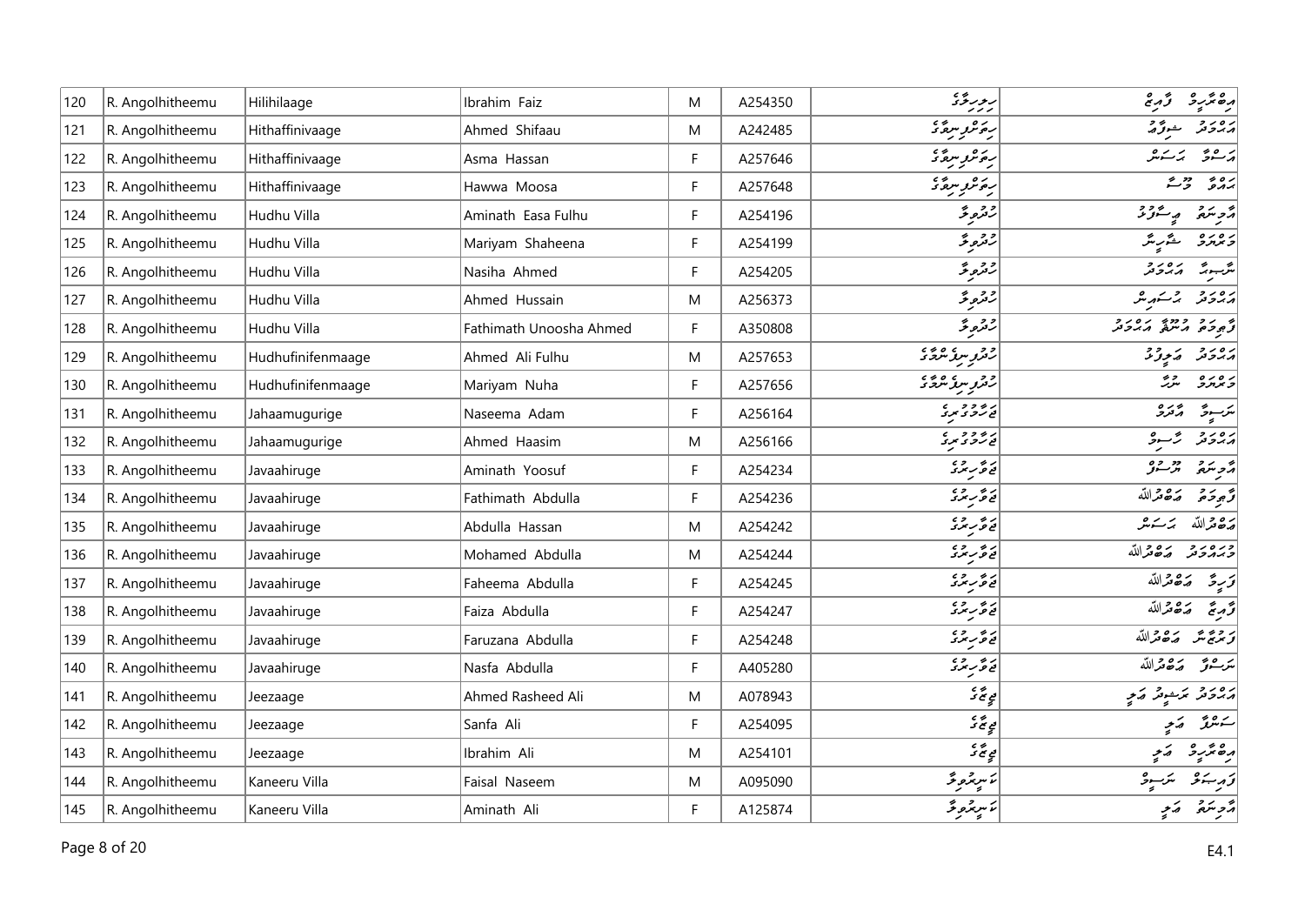| 120 | R. Angolhitheemu | Hilihilaage | Ibrahim Faiz | M | A254350 | ހިލިހިލާގެ | އިބްރާހީމް ފާއިޒް |
|---|---|---|---|---|---|---|---|
| 121 | R. Angolhitheemu | Hithaffinivaage | Ahmed Shifaau | M | A242485 | ހިތަފިނިވާގެ | އަޙްމަދު ޝިފާއު |
| 122 | R. Angolhitheemu | Hithaffinivaage | Asma Hassan | F | A257646 | ހިތަފިނިވާގެ | އަސްމާ ޙަސަން |
| 123 | R. Angolhitheemu | Hithaffinivaage | Hawwa Moosa | F | A257648 | ހިތަފިނިވާގެ | ޙައްވާ މޫސާ |
| 124 | R. Angolhitheemu | Hudhu Villa | Aminath Easa Fulhu | F | A254196 | ހުދުވިލާ | އާމިނަތު ޢީސާފުޅު |
| 125 | R. Angolhitheemu | Hudhu Villa | Mariyam Shaheena | F | A254199 | ހުދުވިލާ | މަރިޔަމް ޝަހީނާ |
| 126 | R. Angolhitheemu | Hudhu Villa | Nasiha Ahmed | F | A254205 | ހުދުވިލާ | ނާސިހާ އަޙްމަދު |
| 127 | R. Angolhitheemu | Hudhu Villa | Ahmed Hussain | M | A256373 | ހުދުވިލާ | އަޙްމަދު ޙުސައިން |
| 128 | R. Angolhitheemu | Hudhu Villa | Fathimath Unoosha Ahmed | F | A350808 | ހުދުވިލާ | ފާތިމަތު އުނޫޝާ އަޙްމަދު |
| 129 | R. Angolhitheemu | Hudhufinifenmaage | Ahmed Ali Fulhu | M | A257653 | ހުދުފިނިފެންމާގެ | އަޙްމަދު ޢަލިފުޅު |
| 130 | R. Angolhitheemu | Hudhufinifenmaage | Mariyam Nuha | F | A257656 | ހުދުފިނިފެންމާގެ | މަރިޔަމް ނުހާ |
| 131 | R. Angolhitheemu | Jahaamugurige | Naseema Adam | F | A256164 | ޖަހާމުގުރިގެ | ނަސީމާ އާދަމް |
| 132 | R. Angolhitheemu | Jahaamugurige | Ahmed Haasim | M | A256166 | ޖަހާމުގުރިގެ | އަޙްމަދު ހާސިމް |
| 133 | R. Angolhitheemu | Javaahiruge | Aminath Yoosuf | F | A254234 | ޖަވާހިރުގެ | އާމިނަތު ޔޫސުފް |
| 134 | R. Angolhitheemu | Javaahiruge | Fathimath Abdulla | F | A254236 | ޖަވާހިރުގެ | ފާތިމަތު އަބްދުﷲ |
| 135 | R. Angolhitheemu | Javaahiruge | Abdulla Hassan | M | A254242 | ޖަވާހިރުގެ | އަބްދުﷲ ޙަސަން |
| 136 | R. Angolhitheemu | Javaahiruge | Mohamed Abdulla | M | A254244 | ޖަވާހިރުގެ | މުޙައްމަދު އަބްދުﷲ |
| 137 | R. Angolhitheemu | Javaahiruge | Faheema Abdulla | F | A254245 | ޖަވާހިރުގެ | ފަހީމާ އަބްދުﷲ |
| 138 | R. Angolhitheemu | Javaahiruge | Faiza Abdulla | F | A254247 | ޖަވާހިރުގެ | ފާއިޒާ އަބްދުﷲ |
| 139 | R. Angolhitheemu | Javaahiruge | Faruzana Abdulla | F | A254248 | ޖަވާހިރުގެ | ފަރުޒާނާ އަބްދުﷲ |
| 140 | R. Angolhitheemu | Javaahiruge | Nasfa Abdulla | F | A405280 | ޖަވާހިރުގެ | ނަސްފާ އަބްދުﷲ |
| 141 | R. Angolhitheemu | Jeezaage | Ahmed Rasheed Ali | M | A078943 | ޖީޒާގެ | އަޙްމަދު ރަޝީދު ޢަލި |
| 142 | R. Angolhitheemu | Jeezaage | Sanfa Ali | F | A254095 | ޖީޒާގެ | ސަންފާ ޢަލި |
| 143 | R. Angolhitheemu | Jeezaage | Ibrahim Ali | M | A254101 | ޖީޒާގެ | އިބްރާހީމް ޢަލި |
| 144 | R. Angolhitheemu | Kaneeru Villa | Faisal Naseem | M | A095090 | ކަނީރުވިލާ | ފައިސަލް ނަސީމް |
| 145 | R. Angolhitheemu | Kaneeru Villa | Aminath Ali | F | A125874 | ކަނީރުވިލާ | އާމިނަތު ޢަލި |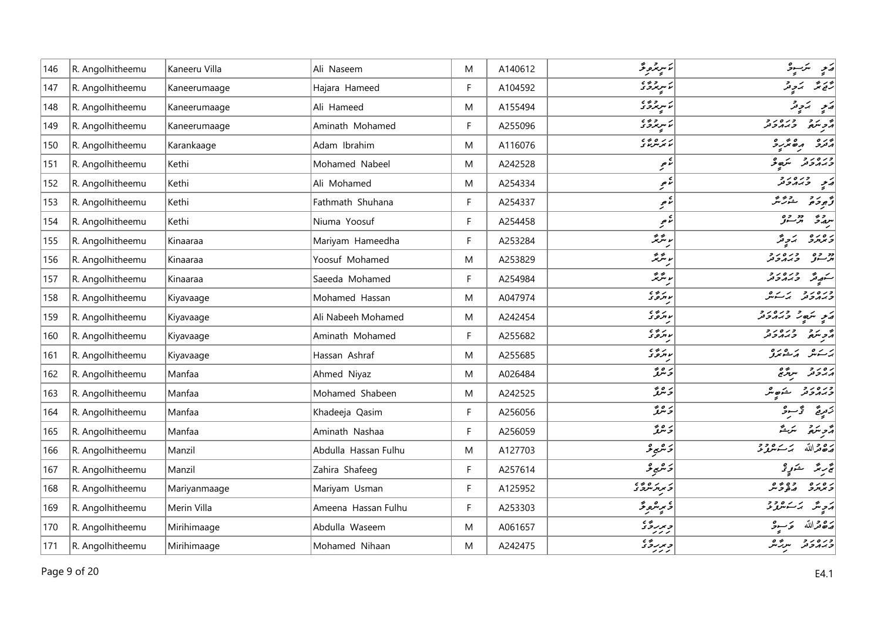| 146 | R. Angolhitheemu | Kaneeru Villa | Ali Naseem | M | A140612 | ކަނީރުވިލާ | އަލި ނަސީމް |
|---|---|---|---|---|---|---|---|
| 147 | R. Angolhitheemu | Kaneerumaage | Hajara Hameed | F | A104592 | ކަނީރުމާގެ | ހާޖަރާ ހަމީދު |
| 148 | R. Angolhitheemu | Kaneerumaage | Ali Hameed | M | A155494 | ކަނީރުމާގެ | އަލި ހަމީދު |
| 149 | R. Angolhitheemu | Kaneerumaage | Aminath Mohamed | F | A255096 | ކަނީރުމާގެ | އާމިނަތު މުހައްމަދު |
| 150 | R. Angolhitheemu | Karankaage | Adam Ibrahim | M | A116076 | ކަރަންކާގެ | އާދަމް އިބްރާހީމް |
| 151 | R. Angolhitheemu | Kethi | Mohamed Nabeel | M | A242528 | ކެތި | މުހައްމަދު ނަބީލް |
| 152 | R. Angolhitheemu | Kethi | Ali Mohamed | M | A254334 | ކެތި | އަލި މުހައްމަދު |
| 153 | R. Angolhitheemu | Kethi | Fathmath Shuhana | F | A254337 | ކެތި | ފާތިމަތު ޝުހާނާ |
| 154 | R. Angolhitheemu | Kethi | Niuma Yoosuf | F | A254458 | ކެތި | ނިއުމާ ޔޫސުފް |
| 155 | R. Angolhitheemu | Kinaaraa | Mariyam Hameedha | F | A253284 | ކިނާރާ | މަރިޔަމް ހަމީދާ |
| 156 | R. Angolhitheemu | Kinaaraa | Yoosuf Mohamed | M | A253829 | ކިނާރާ | ޔޫސުފް މުހައްމަދު |
| 157 | R. Angolhitheemu | Kinaaraa | Saeeda Mohamed | F | A254984 | ކިނާރާ | ސައީދާ މުހައްމަދު |
| 158 | R. Angolhitheemu | Kiyavaage | Mohamed Hassan | M | A047974 | ކިޔަވާގެ | މުހައްމަދު ހަސަން |
| 159 | R. Angolhitheemu | Kiyavaage | Ali Nabeeh Mohamed | M | A242454 | ކިޔަވާގެ | އަލި ނަބީހު މުހައްމަދު |
| 160 | R. Angolhitheemu | Kiyavaage | Aminath Mohamed | F | A255682 | ކިޔަވާގެ | އާމިނަތު މުހައްމަދު |
| 161 | R. Angolhitheemu | Kiyavaage | Hassan Ashraf | M | A255685 | ކިޔަވާގެ | ހަސަން އަޝްރަފް |
| 162 | R. Angolhitheemu | Manfaa | Ahmed Niyaz | M | A026484 | މަންފާ | އަހްމަދު ނިޔާޒް |
| 163 | R. Angolhitheemu | Manfaa | Mohamed Shabeen | M | A242525 | މަންފާ | މުހައްމަދު ޝަބީން |
| 164 | R. Angolhitheemu | Manfaa | Khadeeja Qasim | F | A256056 | މަންފާ | ޚަދީޖާ ޤާސިމް |
| 165 | R. Angolhitheemu | Manfaa | Aminath Nashaa | F | A256059 | މަންފާ | އާމިނަތު ނަޝާ |
| 166 | R. Angolhitheemu | Manzil | Abdulla Hassan Fulhu | M | A127703 | މަންޒިލް | އަބްދުﷲ ހަސަންފުޅު |
| 167 | R. Angolhitheemu | Manzil | Zahira Shafeeg | F | A257614 | މަންޒިލް | ޒާހިރާ ޝަފީޤު |
| 168 | R. Angolhitheemu | Mariyanmaage | Mariyam Usman | F | A125952 | މަރިޔަންމާގެ | މަރިޔަމް ޢުثްމާން |
| 169 | R. Angolhitheemu | Merin Villa | Ameena Hassan Fulhu | F | A253303 | މެރިންވިލާ | އަމީނާ ހަސަންފުޅު |
| 170 | R. Angolhitheemu | Mirihimaage | Abdulla Waseem | M | A061657 | މިރިހިމާގެ | އަބްދުﷲ ވަސީމް |
| 171 | R. Angolhitheemu | Mirihimaage | Mohamed Nihaan | M | A242475 | މިރިހިމާގެ | މުހައްމަދު ނިހާން |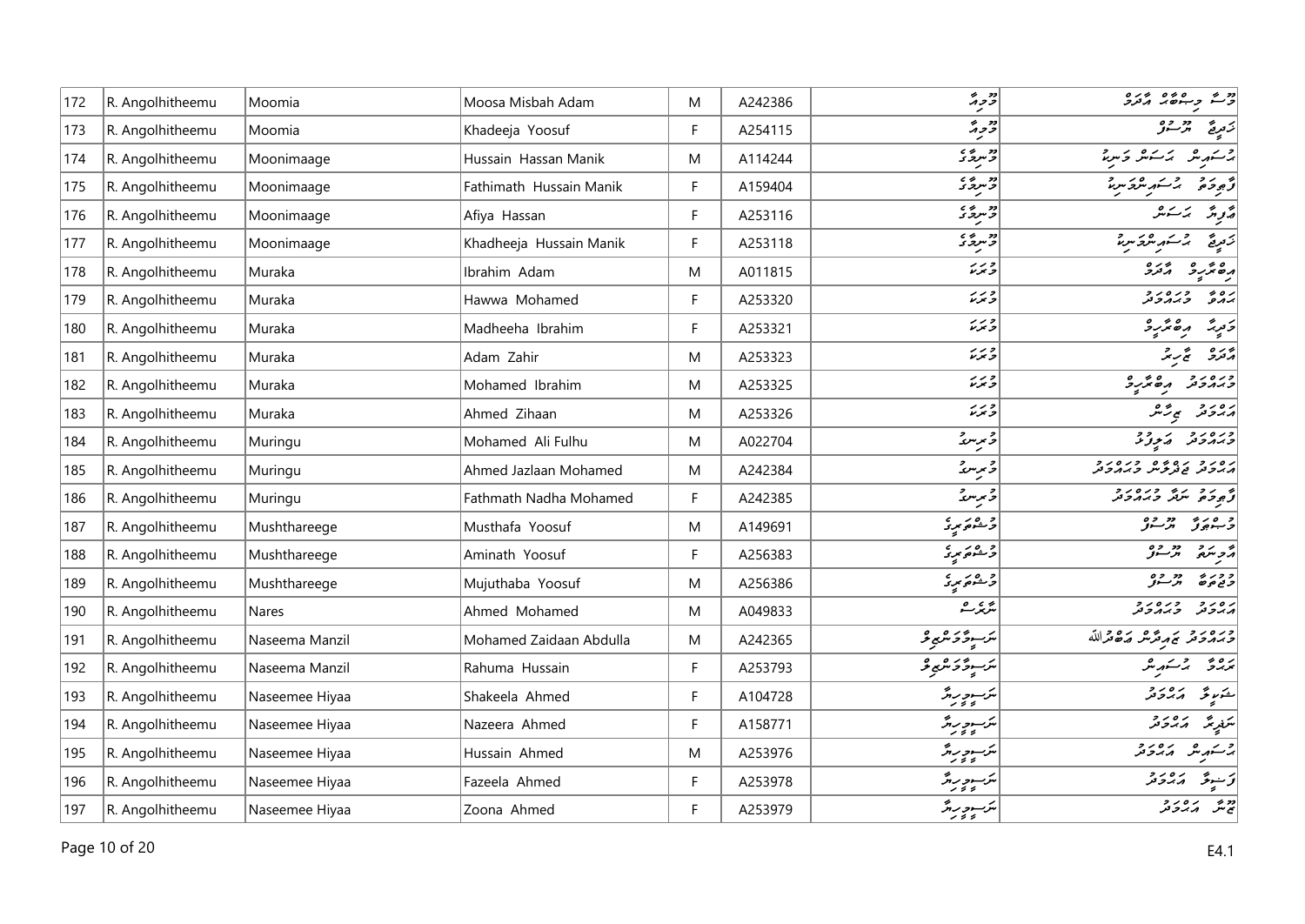| 172 | R. Angolhitheemu | Moomia | Moosa Misbah Adam | M | A242386 | ދޫމިއާ | މޫސާ މިސްބާހް އާދަމް |
|---|---|---|---|---|---|---|---|
| 173 | R. Angolhitheemu | Moomia | Khadeeja Yoosuf | F | A254115 | ދޫމިއާ | ހަދީޖާ ޔޫސުފް |
| 174 | R. Angolhitheemu | Moonimaage | Hussain Hassan Manik | M | A114244 | މޫނިމާގެ | ހުސައިން ހަސަން މަނިކު |
| 175 | R. Angolhitheemu | Moonimaage | Fathimath Hussain Manik | F | A159404 | މޫނިމާގެ | ފާތިމަތު ހުސައިންމަނިކު |
| 176 | R. Angolhitheemu | Moonimaage | Afiya Hassan | F | A253116 | މޫނިމާގެ | އާފިޔާ ހަސަން |
| 177 | R. Angolhitheemu | Moonimaage | Khadheeja Hussain Manik | F | A253118 | މޫނިމާގެ | ހަދީޖާ ހުސައިންމަނިކު |
| 178 | R. Angolhitheemu | Muraka | Ibrahim Adam | M | A011815 | މުރަކަ | އިބްރާހީމް އާދަމް |
| 179 | R. Angolhitheemu | Muraka | Hawwa Mohamed | F | A253320 | މުރަކަ | ހައްވާ މުހައްމަދު |
| 180 | R. Angolhitheemu | Muraka | Madheeha Ibrahim | F | A253321 | މުރަކަ | މަދީހާ އިބްރާހީމް |
| 181 | R. Angolhitheemu | Muraka | Adam Zahir | M | A253323 | މުރަކަ | އާދަމް ޒާހިރު |
| 182 | R. Angolhitheemu | Muraka | Mohamed Ibrahim | M | A253325 | މުރަކަ | މުހައްމަދު އިބްރާހީމް |
| 183 | R. Angolhitheemu | Muraka | Ahmed Zihaan | M | A253326 | މުރަކަ | އަހްމަދު ޒިހާން |
| 184 | R. Angolhitheemu | Muringu | Mohamed Ali Fulhu | M | A022704 | މުރިނގު | މުހައްމަދު އަލިފުޅު |
| 185 | R. Angolhitheemu | Muringu | Ahmed Jazlaan Mohamed | M | A242384 | މުރިނގު | އަހްމަދު ޖަޒްލާން މުހައްމަދު |
| 186 | R. Angolhitheemu | Muringu | Fathmath Nadha Mohamed | F | A242385 | މުރިނގު | ފާތިމަތު ނަދާ މުހައްމަދު |
| 187 | R. Angolhitheemu | Mushthareege | Musthafa Yoosuf | M | A149691 | މުշްތަރީގެ | މުސްތަފާ ޔޫސުފް |
| 188 | R. Angolhitheemu | Mushthareege | Aminath Yoosuf | F | A256383 | މުޝްތަރީގެ | އާމިނަތު ޔޫސުފް |
| 189 | R. Angolhitheemu | Mushthareege | Mujuthaba Yoosuf | M | A256386 | މުޝްތަރީގެ | މުޖުތަބާ ޔޫސުފް |
| 190 | R. Angolhitheemu | Nares | Ahmed Mohamed | M | A049833 | ނަރެސް | އަހްމަދު މުހައްމަދު |
| 191 | R. Angolhitheemu | Naseema Manzil | Mohamed Zaidaan Abdulla | M | A242365 | ނަސީމާމަންޒިލް | މުހައްމަދު ޒައިދާން އަބްދުﷲ |
| 192 | R. Angolhitheemu | Naseema Manzil | Rahuma Hussain | F | A253793 | ނަސީމާމަންޒިލް | ރަހުމާ ހުސައިން |
| 193 | R. Angolhitheemu | Naseemee Hiyaa | Shakeela Ahmed | F | A104728 | ނަސީމީހިޔާ | ޝަކީލާ އަހްމަދު |
| 194 | R. Angolhitheemu | Naseemee Hiyaa | Nazeera Ahmed | F | A158771 | ނަސީމީހިޔާ | ނަޒީރާ އަހްމަދު |
| 195 | R. Angolhitheemu | Naseemee Hiyaa | Hussain Ahmed | M | A253976 | ނަސީމީހިޔާ | ހުސައިން އަހްމަދު |
| 196 | R. Angolhitheemu | Naseemee Hiyaa | Fazeela Ahmed | F | A253978 | ނަސީމީހިޔާ | ފަޒީލާ އަހްމަދު |
| 197 | R. Angolhitheemu | Naseemee Hiyaa | Zoona Ahmed | F | A253979 | ނަސީމީހިޔާ | ޒޫނާ އަހްމަދު |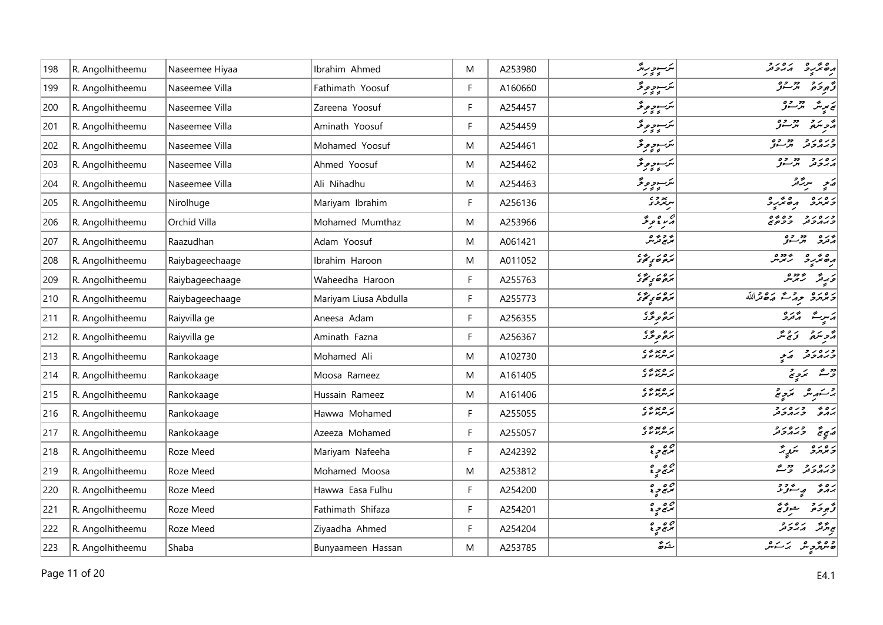| 198 | R. Angolhitheemu | Naseemee Hiyaa | Ibrahim Ahmed | M | A253980 | ނަސީމީ ހިޔާ | އިބްރާހީމް އަޙްމަދު |
|---|---|---|---|---|---|---|---|
| 199 | R. Angolhitheemu | Naseemee Villa | Fathimath Yoosuf | F | A160660 | ނަސީމީ ވިލާ | ފާތިމަތު ޔޫސުފު |
| 200 | R. Angolhitheemu | Naseemee Villa | Zareena Yoosuf | F | A254457 | ނަސީމީ ވިލާ | ޒަރީނާ ޔޫސުފު |
| 201 | R. Angolhitheemu | Naseemee Villa | Aminath Yoosuf | F | A254459 | ނަސީމީ ވިލާ | އާމިނަތު ޔޫސުފު |
| 202 | R. Angolhitheemu | Naseemee Villa | Mohamed Yoosuf | M | A254461 | ނަސީމީ ވިލާ | މުޙައްމަދު ޔޫސުފު |
| 203 | R. Angolhitheemu | Naseemee Villa | Ahmed Yoosuf | M | A254462 | ނަސީމީ ވިލާ | އަޙްމަދު ޔޫސުފު |
| 204 | R. Angolhitheemu | Naseemee Villa | Ali Nihadhu | M | A254463 | ނަސީމީ ވިލާ | އަލި ނިހާދު |
| 205 | R. Angolhitheemu | Nirolhuge | Mariyam Ibrahim | F | A256136 | ނިރޮޅުގެ | މަރިޔަމް އިބްރާހީމް |
| 206 | R. Angolhitheemu | Orchid Villa | Mohamed Mumthaz | M | A253966 | އޯކިޑް ވިލާ | މުޙައްމަދު މުމްތާޒް |
| 207 | R. Angolhitheemu | Raazudhan | Adam Yoosuf | M | A061421 | ރާޒުދަން | އާދަމް ޔޫސުފު |
| 208 | R. Angolhitheemu | Raiybageechaage | Ibrahim Haroon | M | A011052 | ރައްބަގީޗާގެ | އިބްރާހީމްހާރޫން |
| 209 | R. Angolhitheemu | Raiybageechaage | Waheedha Haroon | F | A255763 | ރައްބަގީޗާގެ | ވަހީދާ ހާރޫން |
| 210 | R. Angolhitheemu | Raiybageechaage | Mariyam Liusa Abdulla | F | A255773 | ރައްބަގީޗާގެ | މަރިޔަމް ލިއުސާ އަބްދުﷲ |
| 211 | R. Angolhitheemu | Raiyvilla ge | Aneesa Adam | F | A256355 | ރައްވިލާގެ | އަނީސާ އާދަމް |
| 212 | R. Angolhitheemu | Raiyvilla ge | Aminath Fazna | F | A256367 | ރައްވިލާގެ | އާމިނަތު ފަޒްނާ |
| 213 | R. Angolhitheemu | Rankokaage | Mohamed Ali | M | A102730 | ރަންކޮކާގެ | މުޙައްމަދު އަލި |
| 214 | R. Angolhitheemu | Rankokaage | Moosa Rameez | M | A161405 | ރަންކޮކާގެ | މޫސާ ރަމީޒު |
| 215 | R. Angolhitheemu | Rankokaage | Hussain Rameez | M | A161406 | ރަންކޮކާގެ | ހުސައިން ރަމީޒު |
| 216 | R. Angolhitheemu | Rankokaage | Hawwa Mohamed | F | A255055 | ރަންކޮކާގެ | ހައްވާ މުޙައްމަދު |
| 217 | R. Angolhitheemu | Rankokaage | Azeeza Mohamed | F | A255057 | ރަންކޮކާގެ | އަޒީޒާ މުޙައްމަދު |
| 218 | R. Angolhitheemu | Roze Meed | Mariyam Nafeeha | F | A242392 | ރޯޒްމީޑް | މަރިޔަމް ނަފީހާ |
| 219 | R. Angolhitheemu | Roze Meed | Mohamed Moosa | M | A253812 | ރޯޒްމީޑް | މުޙައްމަދު މޫސާ |
| 220 | R. Angolhitheemu | Roze Meed | Hawwa Easa Fulhu | F | A254200 | ރޯޒްމީޑް | ހައްވާ އީސާފުޅު |
| 221 | R. Angolhitheemu | Roze Meed | Fathimath Shifaza | F | A254201 | ރޯޒްމީޑް | ފާތިމަތު ޝިފާޒާ |
| 222 | R. Angolhitheemu | Roze Meed | Ziyaadha Ahmed | F | A254204 | ރޯޒްމީޑް | ޒިޔާދާ އަޙްމަދު |
| 223 | R. Angolhitheemu | Shaba | Bunyaameen Hassan | M | A253785 | ޝަބާ | ބުންޔާމީން ޙަސަން |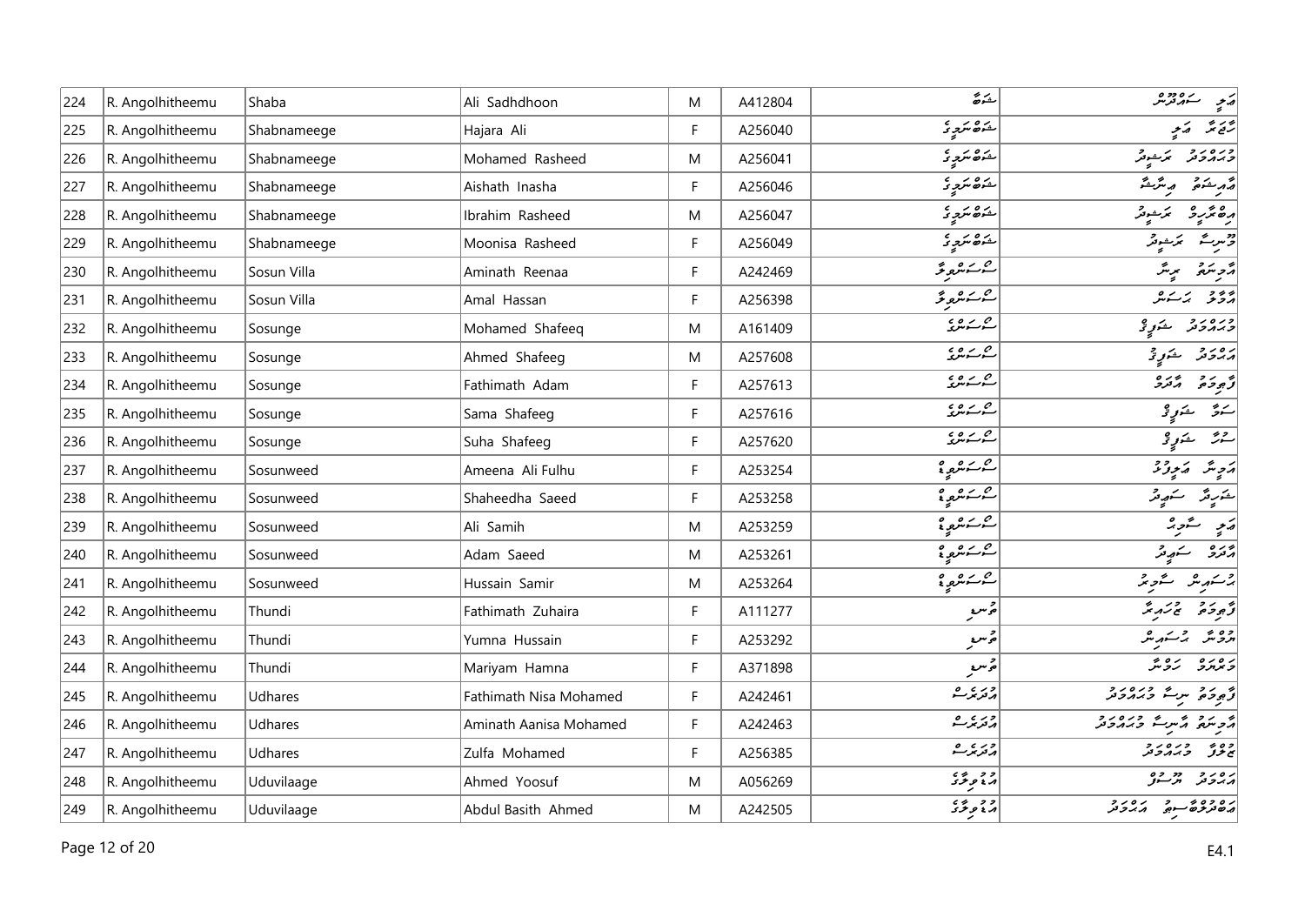| 224 | R. Angolhitheemu | Shaba | Ali Sadhdhoon | M | A412804 | شَرَهَ | مَرِ سَهْدُونْ |
|---|---|---|---|---|---|---|---|
| 225 | R. Angolhitheemu | Shabnameege | Hajara Ali | F | A256040 | شَهْ سَرِ دٍ | رَجَ سَ مَرِ |
| 226 | R. Angolhitheemu | Shabnameege | Mohamed Rasheed | M | A256041 | شَهْ سَرِ دٍ | وَرَ مَرَ وَ تَ سَرَ شِيْ تِيْ |
| 227 | R. Angolhitheemu | Shabnameege | Aishath Inasha | F | A256046 | شَهْ سَرِ دٍ | مَرِ شَهَ مِ سَرَ شَ |
| 228 | R. Angolhitheemu | Shabnameege | Ibrahim Rasheed | M | A256047 | شَهْ سَرِ دٍ | مِ هُ مَرِ دِ سَرَ شِيْ تِيْ |
| 229 | R. Angolhitheemu | Shabnameege | Moonisa Rasheed | F | A256049 | شَهْ سَرِ دٍ | وُ سِرِ سَ سَرَ شِيْ تِيْ |
| 230 | R. Angolhitheemu | Sosun Villa | Aminath Reenaa | F | A242469 | سُ سَرْ وِ وَ | مَ وِ سَرَ هَ سِرِ سَ |
| 231 | R. Angolhitheemu | Sosun Villa | Amal Hassan | F | A256398 | سُ سَرْ وِ وَ | مَ وَ وَ بَ سَ سَرْ |
| 232 | R. Angolhitheemu | Sosunge | Mohamed Shafeeq | M | A161409 | سُ سَرْ دٍ | وَرَ مَرَ وَ تَ شَ وِ تِ |
| 233 | R. Angolhitheemu | Sosunge | Ahmed Shafeeg | M | A257608 | سُ سَرْ دٍ | مَرَ وَ تَ شَ وِ تِ |
| 234 | R. Angolhitheemu | Sosunge | Fathimath Adam | F | A257613 | سُ سَرْ دٍ | وَ وِ وَ هَ مَ تَرَ وْ |
| 235 | R. Angolhitheemu | Sosunge | Sama Shafeeg | F | A257616 | سُ سَرْ دٍ | سَ وَ شَ وِ تِ |
| 236 | R. Angolhitheemu | Sosunge | Suha Shafeeg | F | A257620 | سُ سَرْ دٍ | سُ رَ شَ وِ تِ |
| 237 | R. Angolhitheemu | Sosunweed | Ameena Ali Fulhu | F | A253254 | سُ سَرْ وِ دْ | مَ وِ سَ مَ وِ وُ تُ |
| 238 | R. Angolhitheemu | Sosunweed | Shaheedha Saeed | F | A253258 | سُ سَرْ وِ دْ | شَ رِ تَ سَ مِ تْ |
| 239 | R. Angolhitheemu | Sosunweed | Ali Samih | M | A253259 | سُ سَرْ وِ دْ | مَرِ سَ وِ رْ |
| 240 | R. Angolhitheemu | Sosunweed | Adam Saeed | M | A253261 | سُ سَرْ وِ دْ | مَ تَرَ وْ سَ مِ تْ |
| 241 | R. Angolhitheemu | Sosunweed | Hussain Samir | M | A253264 | سُ سَرْ وِ دْ | رُ سَ مَرِ سْ سَ وِ تُ |
| 242 | R. Angolhitheemu | Thundi | Fathimath Zuhaira | F | A111277 | هُ سِرِ | وَ وِ وَ هَ تُ رَ مَرِ سَ |
| 243 | R. Angolhitheemu | Thundi | Yumna Hussain | F | A253292 | هُ سِرِ | مُرْ وْ سَ رُ سَ مَرِ سْ |
| 244 | R. Angolhitheemu | Thundi | Mariyam Hamna | F | A371898 | هُ سِرِ | وَ سَرْ مَرَ وْ رَ وْ سَ |
| 245 | R. Angolhitheemu | Udhares | Fathimath Nisa Mohamed | F | A242461 | مُ تَرَ سْ | وَ وِ وَ هَ سِرِ سَ وَرَ مَرَ وَ تَ |
| 246 | R. Angolhitheemu | Udhares | Aminath Aanisa Mohamed | F | A242463 | مُ تَرَ سْ | مَ وِ سَرَ هَ مَ سِرِ سَ وَرَ مَرَ وَ تَ |
| 247 | R. Angolhitheemu | Udhares | Zulfa Mohamed | F | A256385 | مُ تَرَ سْ | تُ وُ وَ وَرَ مَرَ وَ تَ |
| 248 | R. Angolhitheemu | Uduvilaage | Ahmed Yoosuf | M | A056269 | مُ تُ وِ وَ دٍ | مَرَ وَ تَ مُرْ سُ وْ |
| 249 | R. Angolhitheemu | Uduvilaage | Abdul Basith Ahmed | M | A242505 | مُ تُ وِ وَ دٍ | مَ هْ تُ وْ هَ سِرِ هَ مَرَ وَ تَ |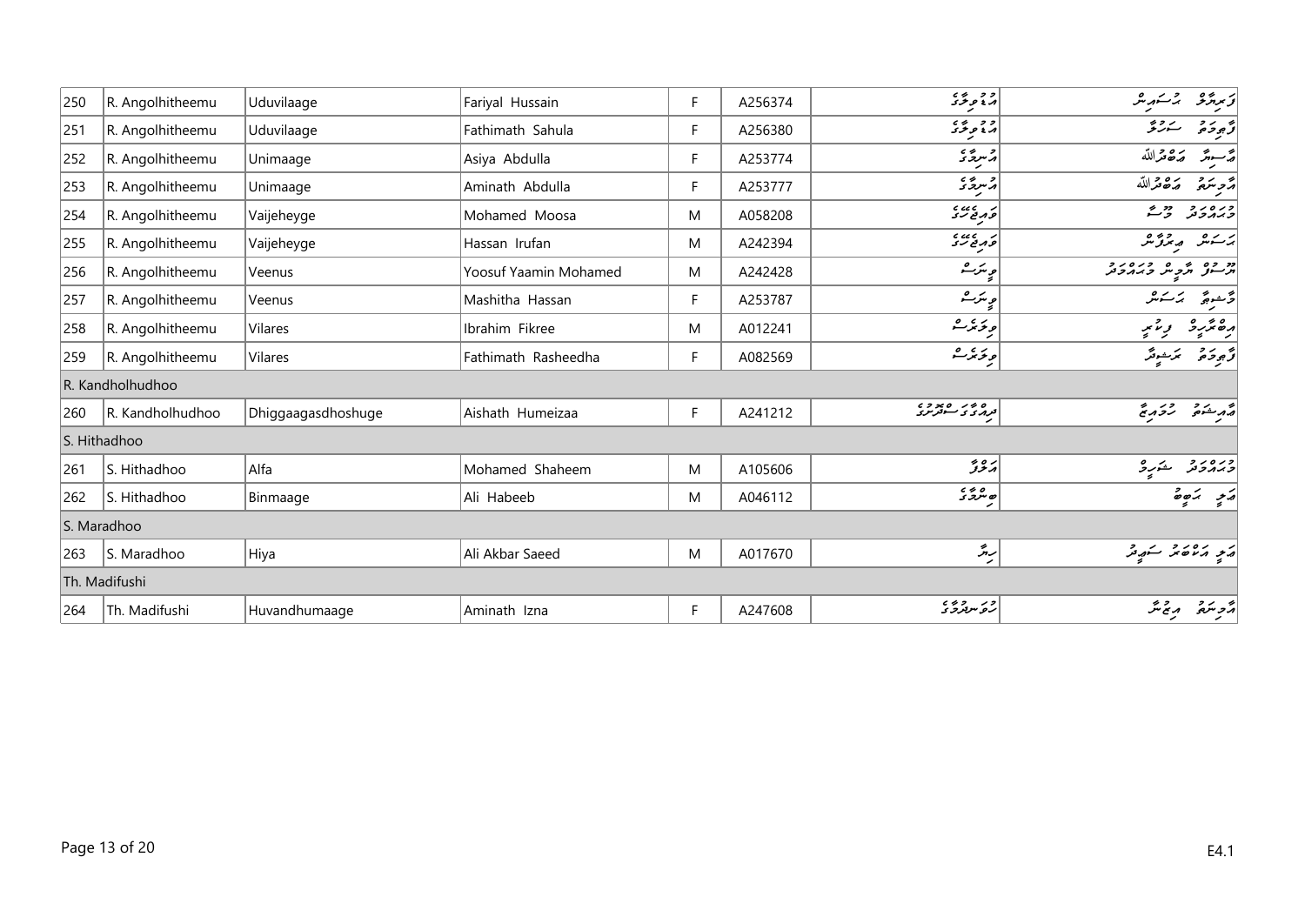| 250 | R. Angolhitheemu | Uduvilaage | Fariyal Hussain | F | A256374 | މުދުވިލާގެ | ފަރިޔާލް ހުސައިން |
|---|---|---|---|---|---|---|---|
| 251 | R. Angolhitheemu | Uduvilaage | Fathimath Sahula | F | A256380 | މުދުވިލާގެ | ފާތިމަތު ސަހުލާ |
| 252 | R. Angolhitheemu | Unimaage | Asiya Abdulla | F | A253774 | އުނިމާގެ | އާސިޔާ އަބްދުﷲ |
| 253 | R. Angolhitheemu | Unimaage | Aminath Abdulla | F | A253777 | އުނިމާގެ | އާމިނަތު އަބްދުﷲ |
| 254 | R. Angolhitheemu | Vaijeheyge | Mohamed Moosa | M | A058208 | ވައިޖެހޭގެ | މުހައްމަދު މޫސާ |
| 255 | R. Angolhitheemu | Vaijeheyge | Hassan Irufan | M | A242394 | ވައިޖެހޭގެ | ހަސަން އިރުފާން |
| 256 | R. Angolhitheemu | Veenus | Yoosuf Yaamin Mohamed | M | A242428 | ވީނަސް | ޔޫސުފް ޔާމިން މުހައްމަދު |
| 257 | R. Angolhitheemu | Veenus | Mashitha Hassan | F | A253787 | ވީނަސް | މާޝިތާ ހަސަން |
| 258 | R. Angolhitheemu | Vilares | Ibrahim Fikree | M | A012241 | ވިލަރެސް | އިބްރާހީމް ފިކްރީ |
| 259 | R. Angolhitheemu | Vilares | Fathimath Rasheedha | F | A082569 | ވިލަރެސް | ފާތިމަތު ރަޝީދާ |
| R. Kandholhudhoo | | | | | | | |
| 260 | R. Kandholhudhoo | Dhiggaagasdhoshuge | Aishath Humeizaa | F | A241212 | ދިއްގާގަސްދޮށުގެ | އައިޝަތު ހުމެއިޒާ |
| S. Hithadhoo | | | | | | | |
| 261 | S. Hithadhoo | Alfa | Mohamed Shaheem | M | A105606 | އަލްފާ | މުހައްމަދު ޝަހީމް |
| 262 | S. Hithadhoo | Binmaage | Ali Habeeb | M | A046112 | ބިންމާގެ | އަލި ހަބީބު |
| S. Maradhoo | | | | | | | |
| 263 | S. Maradhoo | Hiya | Ali Akbar Saeed | M | A017670 | ހިޔާ | އަލި އަކްބަރު ސައީދު |
| Th. Madifushi | | | | | | | |
| 264 | Th. Madifushi | Huvandhumaage | Aminath Izna | F | A247608 | ހުވަނދުމާގެ | އާމިނަތު އިޒްނާ |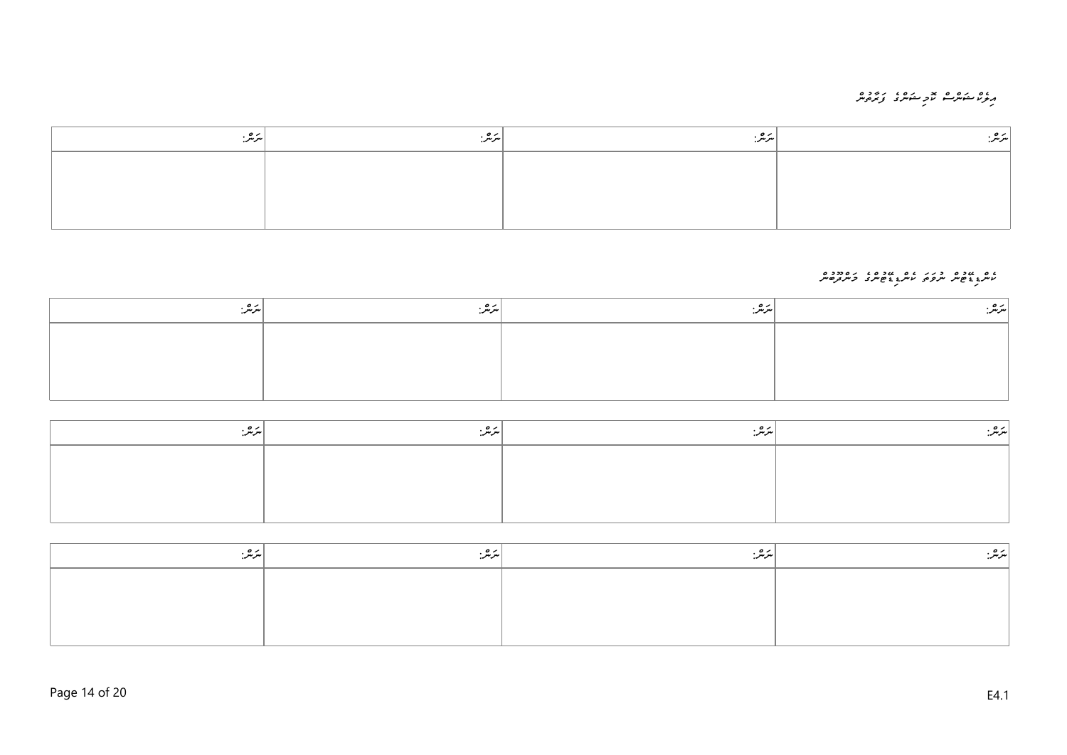# އިވެންޓަންސް ކޮމިޝަންގެ ފަރާތުން

| ނަން: | ނަން: | ނަން: | ނަން: |
|---|---|---|---|
| | | | |

## ކައުންސިލަރ ކުރުމަށް ކޮންޓެސްޓްކުރާ މެންބަރުން

| ނަން: | ނަން: | ނަން: | ނަން: |
|---|---|---|---|
| | | | |

| ނަން: | ނަން: | ނަން: | ނަން: |
|---|---|---|---|
| | | | |

| ނަން: | ނަން: | ނަން: | ނަން: |
|---|---|---|---|
| | | | |

E4.1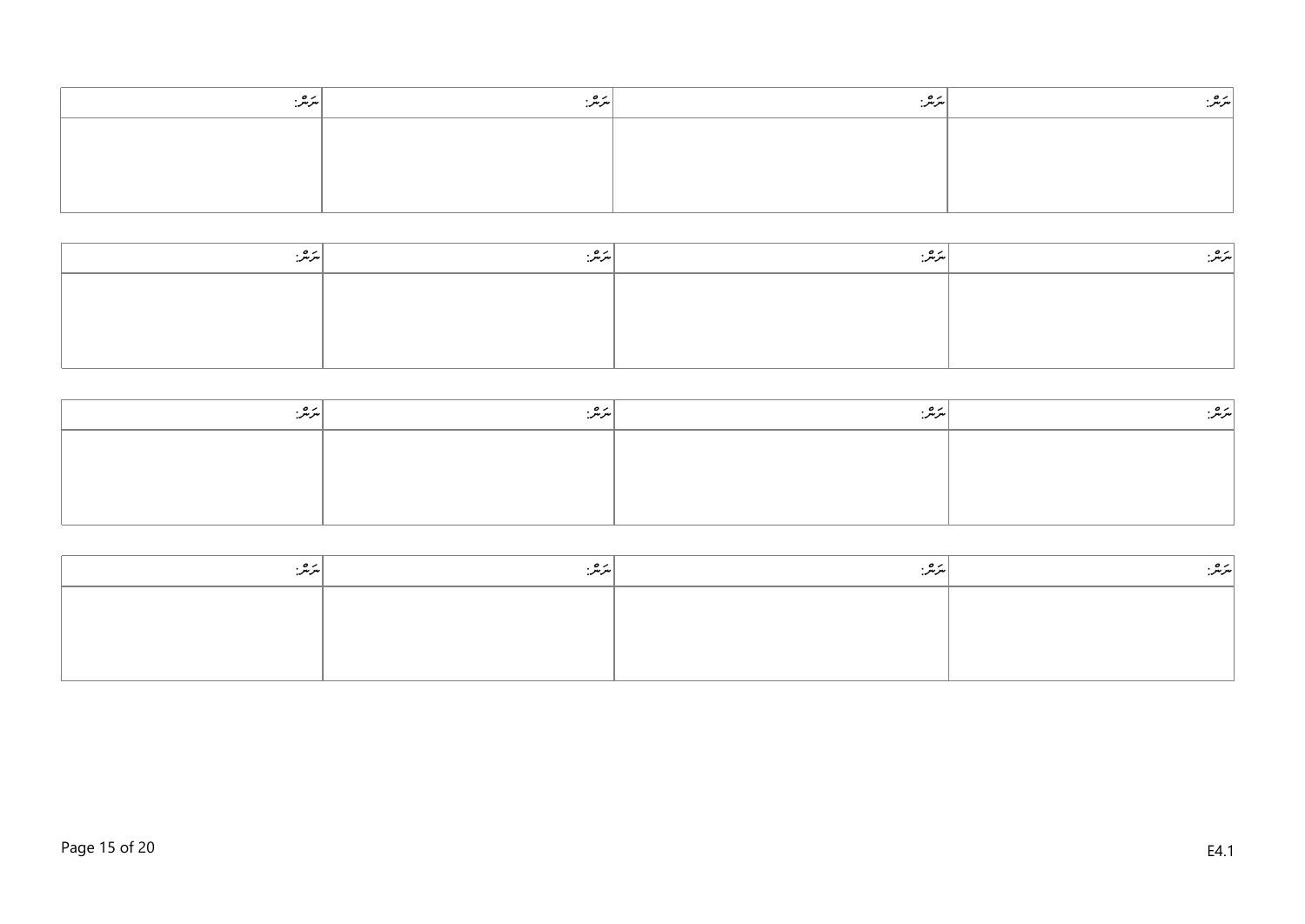| ނަަރު: | ނަަރު: | ނަަރު: | ނަަރު: |
| --- | --- | --- | --- |
| | | | |

| ނަަރު: | ނަަރު: | ނަަރު: | ނަަރު: |
| --- | --- | --- | --- |
| | | | |

| ނަަރު: | ނަަރު: | ނަަރު: | ނަަރު: |
| --- | --- | --- | --- |
| | | | |

| ނަަރު: | ނަަރު: | ނަަރު: | ނަަރު: |
| --- | --- | --- | --- |
| | | | |

E4.1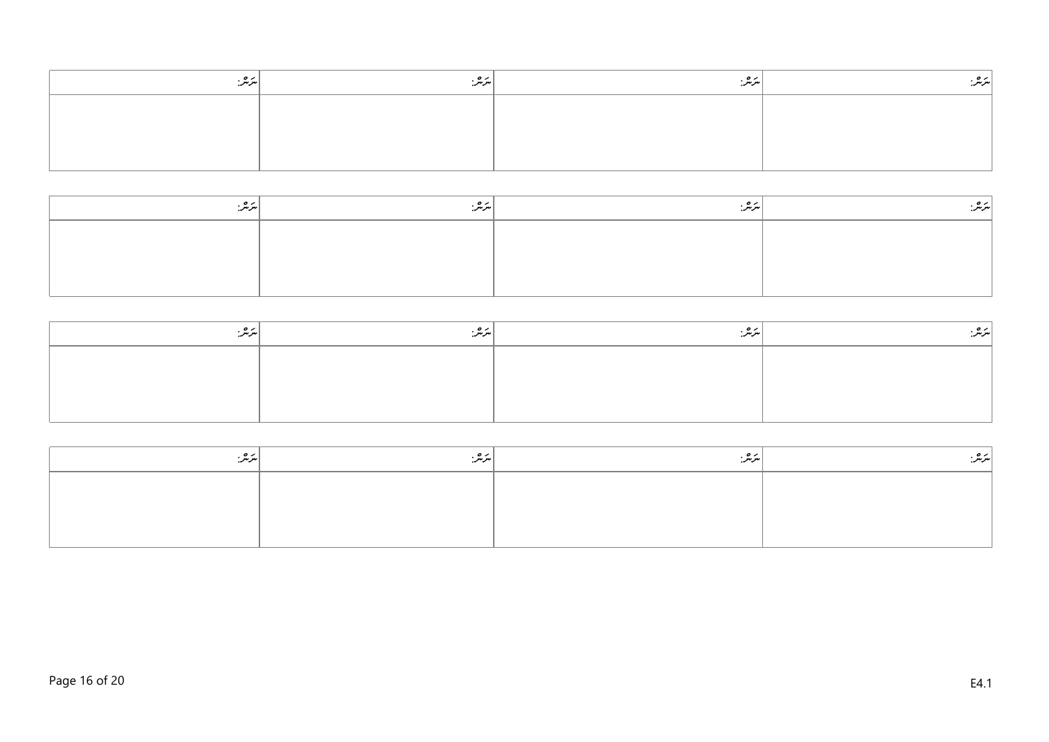| ނަރަދ: | ނަރަދ: | ނަރަދ: | ނަރަދ: |
| --- | --- | --- | --- |
| | | | |

| ނަރަދ: | ނަރަދ: | ނަރަދ: | ނަރަދ: |
| --- | --- | --- | --- |
| | | | |

| ނަރަދ: | ނަރަދ: | ނަރަދ: | ނަރަދ: |
| --- | --- | --- | --- |
| | | | |

| ނަރަދ: | ނަރަދ: | ނަރަދ: | ނަރަދ: |
| --- | --- | --- | --- |
| | | | |

E4.1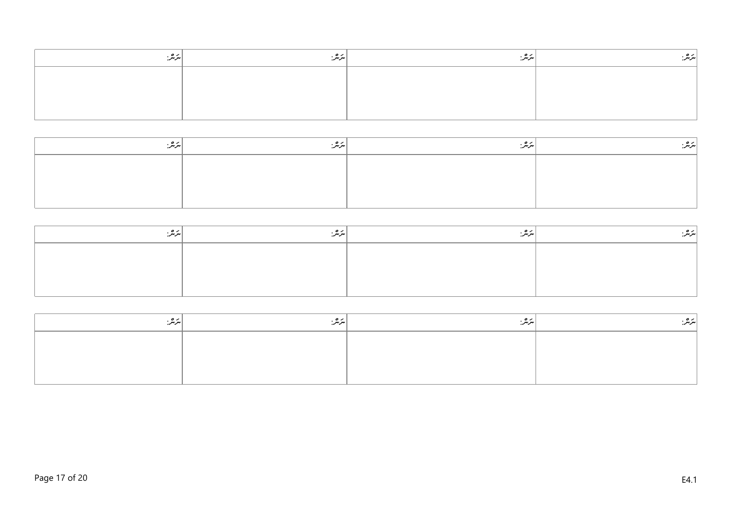| ނަންބަރު: | ނަންބަރު: | ނަންބަރު: | ނަންބަރު: |
| --- | --- | --- | --- |
| | | | |

| ނަންބަރު: | ނަންބަރު: | ނަންބަރު: | ނަންބަރު: |
| --- | --- | --- | --- |
| | | | |

| ނަންބަރު: | ނަންބަރު: | ނަންބަރު: | ނަންބަރު: |
| --- | --- | --- | --- |
| | | | |

| ނަންބަރު: | ނަންބަރު: | ނަންބަރު: | ނަންބަރު: |
| --- | --- | --- | --- |
| | | | |

E4.1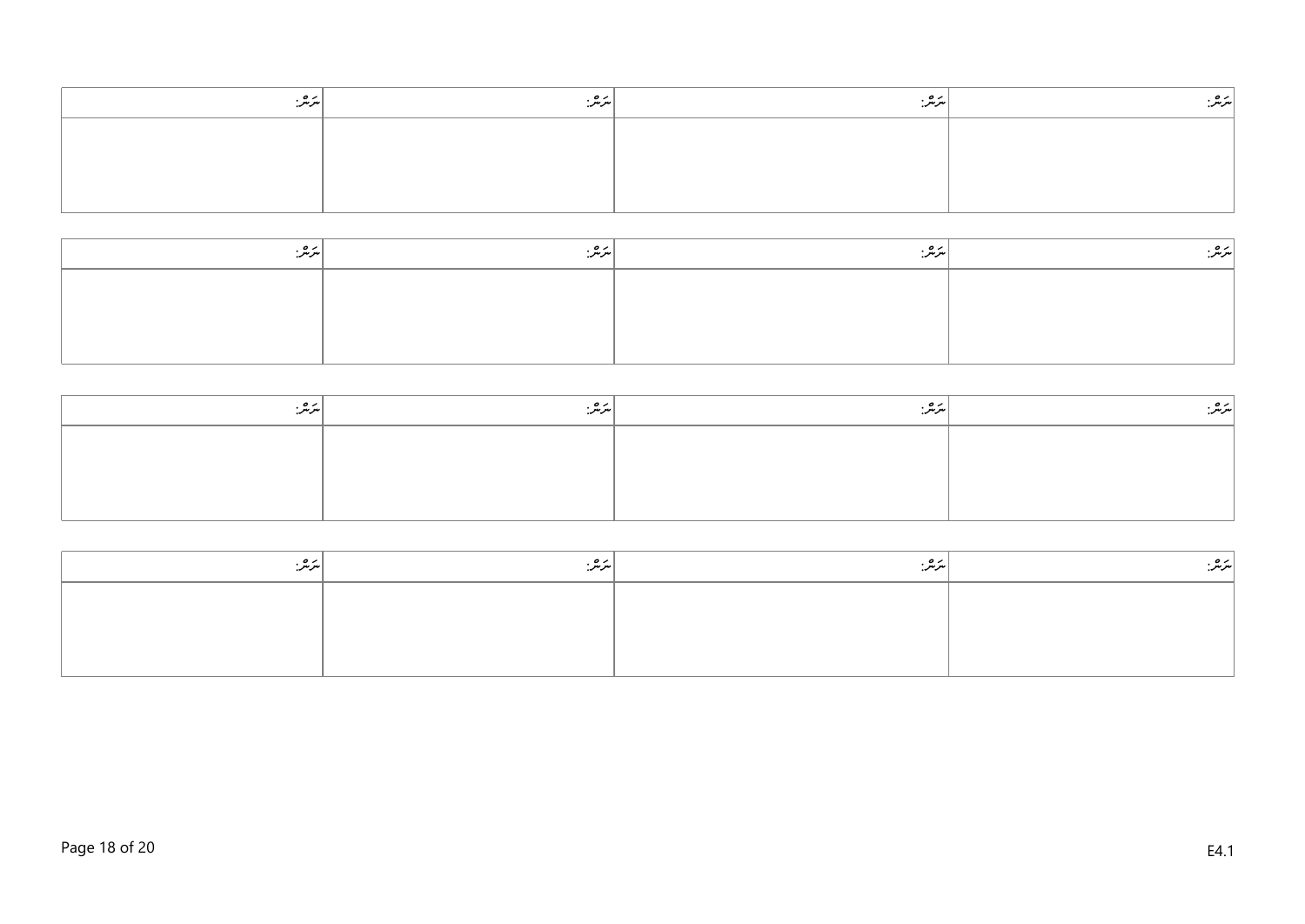| ނަރަދ: | ނަރަދ: | ނަރަދ: | ނަރަދ: |
| --- | --- | --- | --- |
| | | | |

| ނަރަދ: | ނަރަދ: | ނަރަދ: | ނަރަދ: |
| --- | --- | --- | --- |
| | | | |

| ނަރަދ: | ނަރަދ: | ނަރަދ: | ނަރަދ: |
| --- | --- | --- | --- |
| | | | |

| ނަރަދ: | ނަރަދ: | ނަރަދ: | ނަރަދ: |
| --- | --- | --- | --- |
| | | | |

E4.1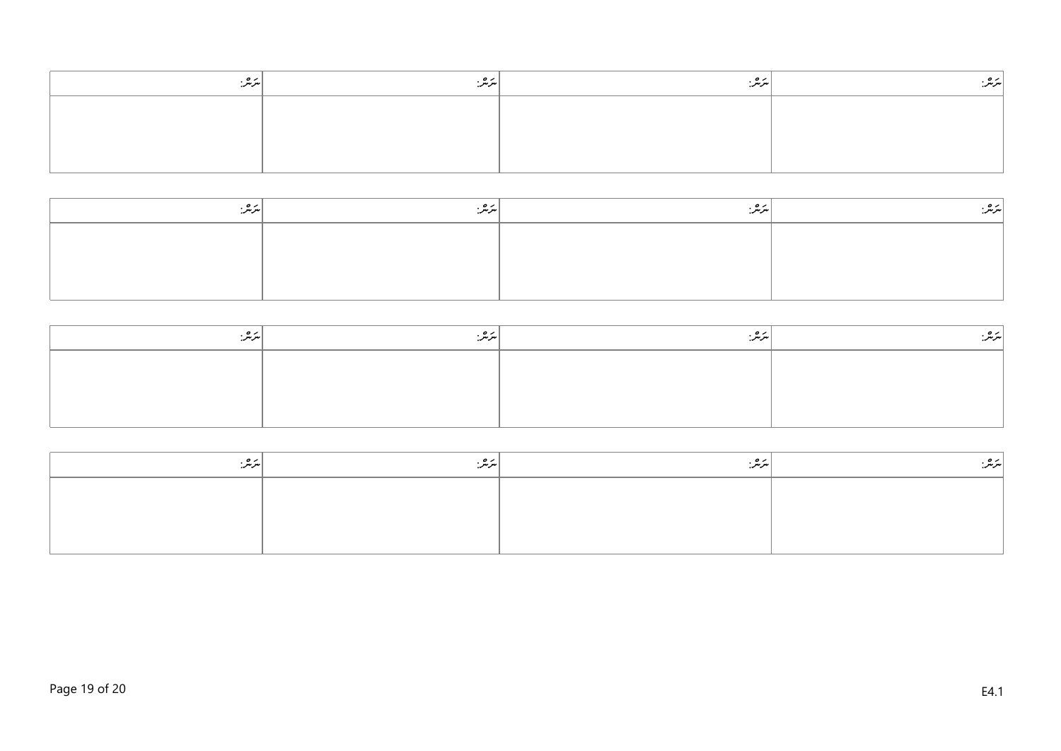| ނަންބަރު: | ނަންބަރު: | ނަންބަރު: | ނަންބަރު: |
|---|---|---|---|
| | | | |

| ނަންބަރު: | ނަންބަރު: | ނަންބަރު: | ނަންބަރު: |
|---|---|---|---|
| | | | |

| ނަންބަރު: | ނަންބަރު: | ނަންބަރު: | ނަންބަރު: |
|---|---|---|---|
| | | | |

| ނަންބަރު: | ނަންބަރު: | ނަންބަރު: | ނަންބަރު: |
|---|---|---|---|
| | | | |

E4.1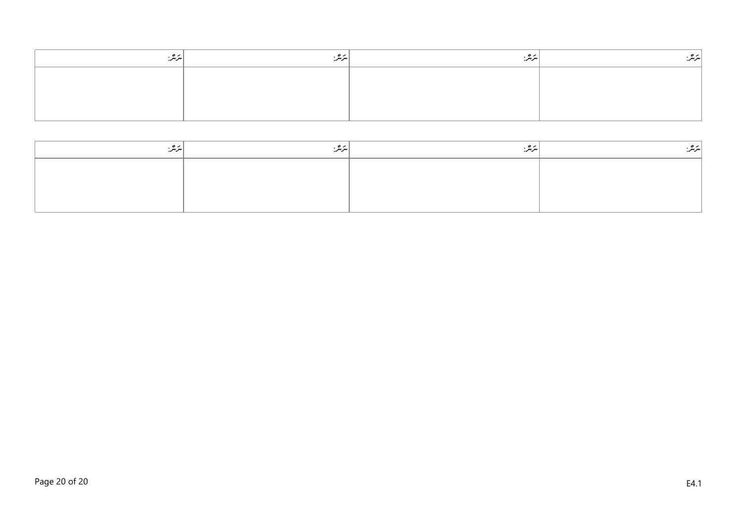| ނަންބަރު: | ނަންބަރު: | ނަންބަރު: | ނަންބަރު: |
|---|---|---|---|
| | | | |

| ނަންބަރު: | ނަންބަރު: | ނަންބަރު: | ނަންބަރު: |
|---|---|---|---|
| | | | |

E4.1